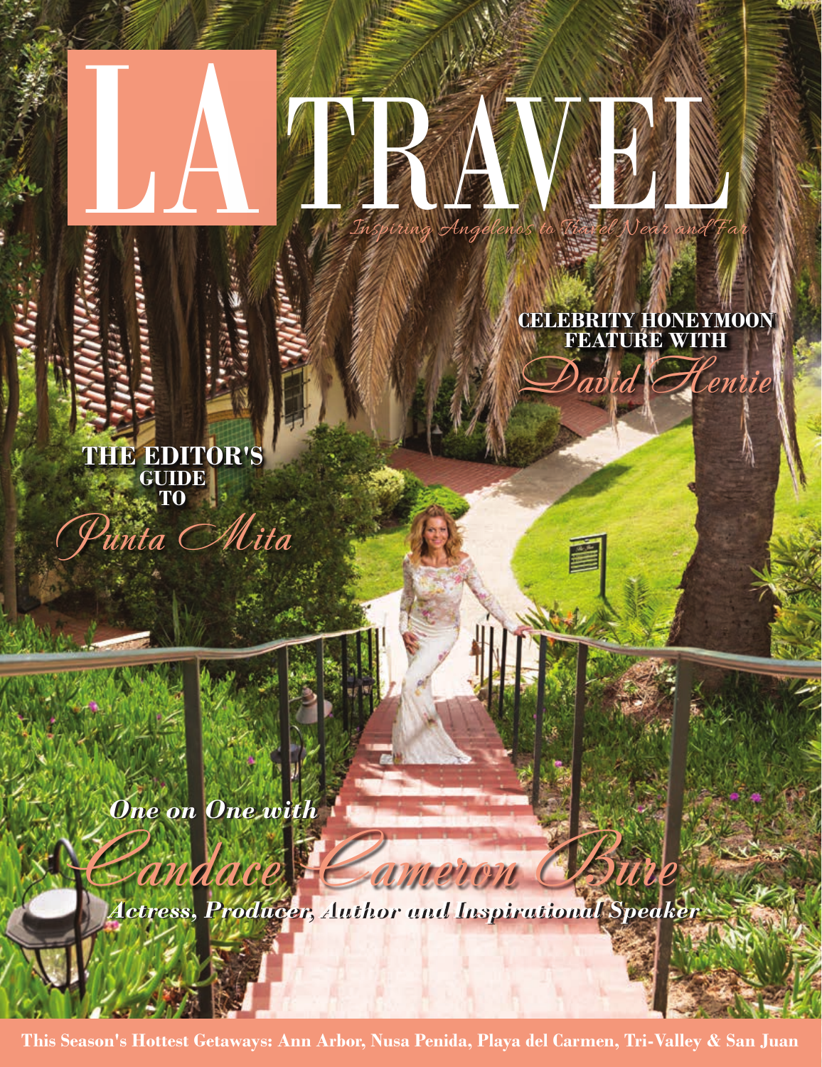# LA TRAVEL

*Inspiring Angelenos to Travel Near and Far*

**CELEBRITY HONEYMOON FEATURE WITH**
*David Henrie*

**THE EDITOR'S GUIDE TO**
*Punta Mita*

***One on One with***
*Candace Cameron Bure*
***Actress, Producer, Author and Inspirational Speaker***

**This Season's Hottest Getaways: Ann Arbor, Nusa Penida, Playa del Carmen, Tri-Valley & San Juan**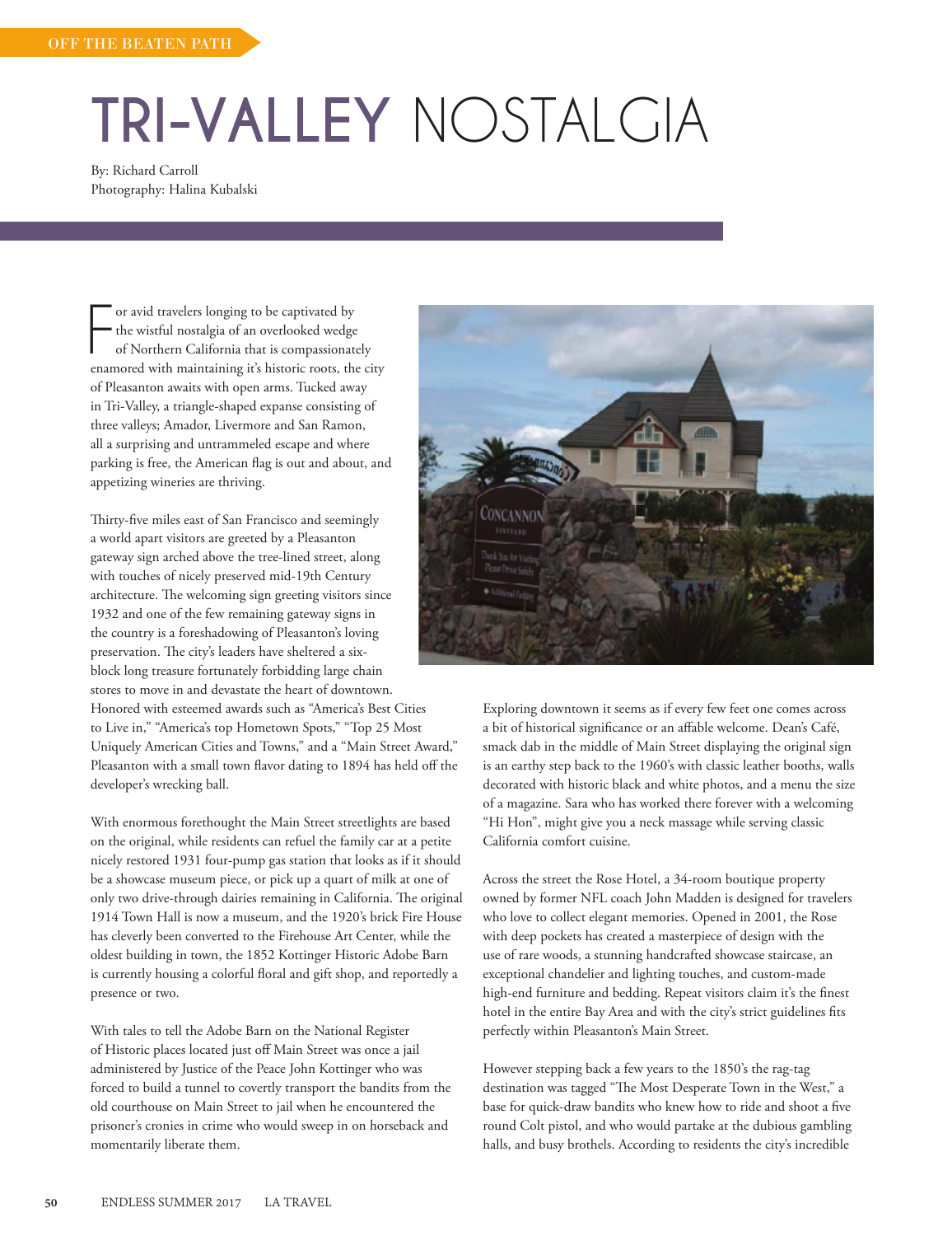OFF THE BEATEN PATH

# TRI-VALLEY NOSTALGIA

By: Richard Carroll
Photography: Halina Kubalski

For avid travelers longing to be captivated by the wistful nostalgia of an overlooked wedge of Northern California that is compassionately enamored with maintaining it's historic roots, the city of Pleasanton awaits with open arms. Tucked away in Tri-Valley, a triangle-shaped expanse consisting of three valleys; Amador, Livermore and San Ramon, all a surprising and untrammeled escape and where parking is free, the American flag is out and about, and appetizing wineries are thriving.

Thirty-five miles east of San Francisco and seemingly a world apart visitors are greeted by a Pleasanton gateway sign arched above the tree-lined street, along with touches of nicely preserved mid-19th Century architecture. The welcoming sign greeting visitors since 1932 and one of the few remaining gateway signs in the country is a foreshadowing of Pleasanton's loving preservation. The city's leaders have sheltered a six-block long treasure fortunately forbidding large chain stores to move in and devastate the heart of downtown. Honored with esteemed awards such as "America's Best Cities to Live in," "America's top Hometown Spots," "Top 25 Most Uniquely American Cities and Towns," and a "Main Street Award," Pleasanton with a small town flavor dating to 1894 has held off the developer's wrecking ball.

With enormous forethought the Main Street streetlights are based on the original, while residents can refuel the family car at a petite nicely restored 1931 four-pump gas station that looks as if it should be a showcase museum piece, or pick up a quart of milk at one of only two drive-through dairies remaining in California. The original 1914 Town Hall is now a museum, and the 1920's brick Fire House has cleverly been converted to the Firehouse Art Center, while the oldest building in town, the 1852 Kottinger Historic Adobe Barn is currently housing a colorful floral and gift shop, and reportedly a presence or two.

With tales to tell the Adobe Barn on the National Register of Historic places located just off Main Street was once a jail administered by Justice of the Peace John Kottinger who was forced to build a tunnel to covertly transport the bandits from the old courthouse on Main Street to jail when he encountered the prisoner's cronies in crime who would sweep in on horseback and momentarily liberate them.

Exploring downtown it seems as if every few feet one comes across a bit of historical significance or an affable welcome. Dean's Café, smack dab in the middle of Main Street displaying the original sign is an earthy step back to the 1960's with classic leather booths, walls decorated with historic black and white photos, and a menu the size of a magazine. Sara who has worked there forever with a welcoming "Hi Hon", might give you a neck massage while serving classic California comfort cuisine.

Across the street the Rose Hotel, a 34-room boutique property owned by former NFL coach John Madden is designed for travelers who love to collect elegant memories. Opened in 2001, the Rose with deep pockets has created a masterpiece of design with the use of rare woods, a stunning handcrafted showcase staircase, an exceptional chandelier and lighting touches, and custom-made high-end furniture and bedding. Repeat visitors claim it's the finest hotel in the entire Bay Area and with the city's strict guidelines fits perfectly within Pleasanton's Main Street.

However stepping back a few years to the 1850's the rag-tag destination was tagged "The Most Desperate Town in the West," a base for quick-draw bandits who knew how to ride and shoot a five round Colt pistol, and who would partake at the dubious gambling halls, and busy brothels. According to residents the city's incredible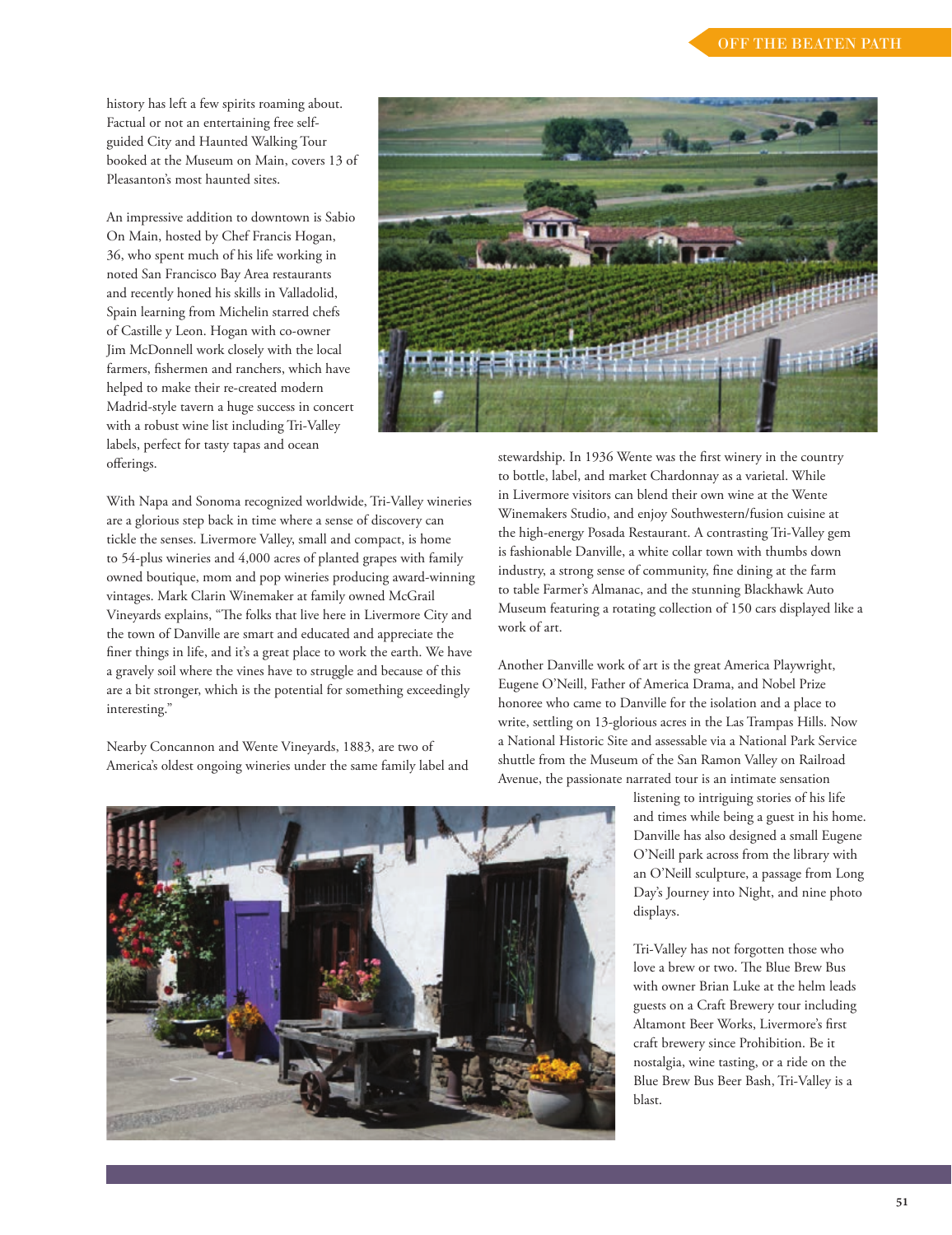history has left a few spirits roaming about. Factual or not an entertaining free self-guided City and Haunted Walking Tour booked at the Museum on Main, covers 13 of Pleasanton's most haunted sites.

An impressive addition to downtown is Sabio On Main, hosted by Chef Francis Hogan, 36, who spent much of his life working in noted San Francisco Bay Area restaurants and recently honed his skills in Valladolid, Spain learning from Michelin starred chefs of Castille y Leon. Hogan with co-owner Jim McDonnell work closely with the local farmers, fishermen and ranchers, which have helped to make their re-created modern Madrid-style tavern a huge success in concert with a robust wine list including Tri-Valley labels, perfect for tasty tapas and ocean offerings.

With Napa and Sonoma recognized worldwide, Tri-Valley wineries are a glorious step back in time where a sense of discovery can tickle the senses. Livermore Valley, small and compact, is home to 54-plus wineries and 4,000 acres of planted grapes with family owned boutique, mom and pop wineries producing award-winning vintages. Mark Clarin Winemaker at family owned McGrail Vineyards explains, "The folks that live here in Livermore City and the town of Danville are smart and educated and appreciate the finer things in life, and it's a great place to work the earth. We have a gravely soil where the vines have to struggle and because of this are a bit stronger, which is the potential for something exceedingly interesting."

Nearby Concannon and Wente Vineyards, 1883, are two of America's oldest ongoing wineries under the same family label and stewardship. In 1936 Wente was the first winery in the country to bottle, label, and market Chardonnay as a varietal. While in Livermore visitors can blend their own wine at the Wente Winemakers Studio, and enjoy Southwestern/fusion cuisine at the high-energy Posada Restaurant. A contrasting Tri-Valley gem is fashionable Danville, a white collar town with thumbs down industry, a strong sense of community, fine dining at the farm to table Farmer's Almanac, and the stunning Blackhawk Auto Museum featuring a rotating collection of 150 cars displayed like a work of art.

Another Danville work of art is the great America Playwright, Eugene O'Neill, Father of America Drama, and Nobel Prize honoree who came to Danville for the isolation and a place to write, settling on 13-glorious acres in the Las Trampas Hills. Now a National Historic Site and assessable via a National Park Service shuttle from the Museum of the San Ramon Valley on Railroad Avenue, the passionate narrated tour is an intimate sensation listening to intriguing stories of his life and times while being a guest in his home. Danville has also designed a small Eugene O'Neill park across from the library with an O'Neill sculpture, a passage from Long Day's Journey into Night, and nine photo displays.

Tri-Valley has not forgotten those who love a brew or two. The Blue Brew Bus with owner Brian Luke at the helm leads guests on a Craft Brewery tour including Altamont Beer Works, Livermore's first craft brewery since Prohibition. Be it nostalgia, wine tasting, or a ride on the Blue Brew Bus Beer Bash, Tri-Valley is a blast.